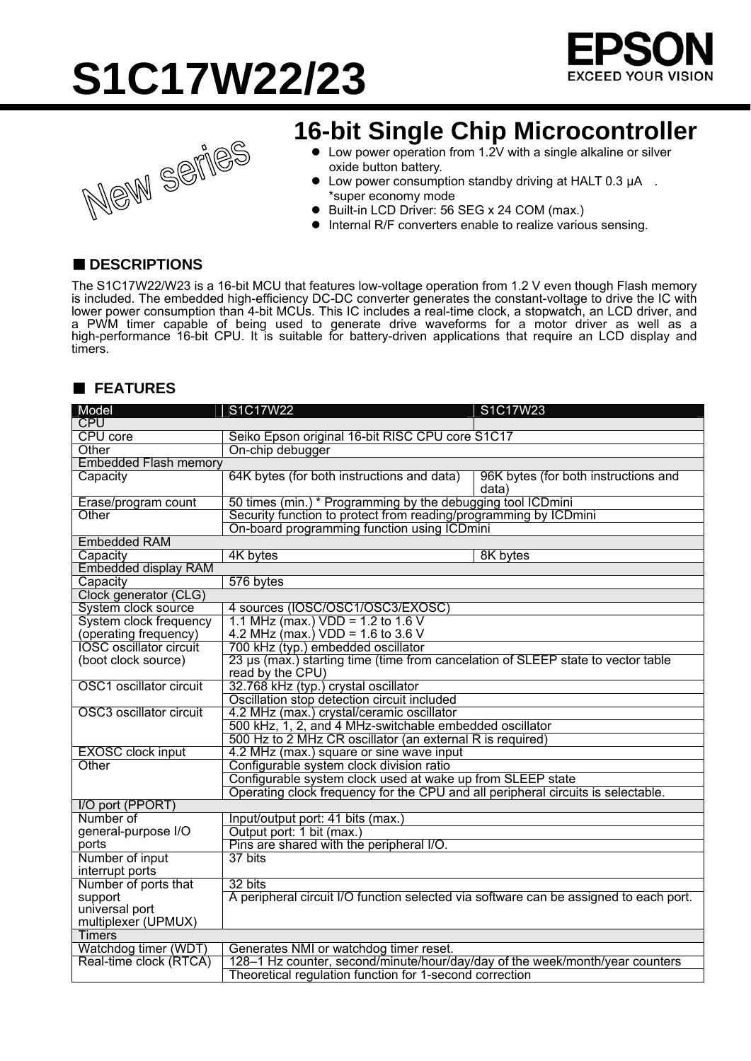# S1C17W22/23

EPSON
EXCEED YOUR VISION

## 16-bit Single Chip Microcontroller

New series

- Low power operation from 1.2V with a single alkaline or silver oxide button battery.
- Low power consumption standby driving at HALT 0.3 μA . *super economy mode
- Built-in LCD Driver: 56 SEG x 24 COM (max.)
- Internal R/F converters enable to realize various sensing.

## ■ DESCRIPTIONS

The S1C17W22/W23 is a 16-bit MCU that features low-voltage operation from 1.2 V even though Flash memory is included. The embedded high-efficiency DC-DC converter generates the constant-voltage to drive the IC with lower power consumption than 4-bit MCUs. This IC includes a real-time clock, a stopwatch, an LCD driver, and a PWM timer capable of being used to generate drive waveforms for a motor driver as well as a high-performance 16-bit CPU. It is suitable for battery-driven applications that require an LCD display and timers.

## ■ FEATURES

| Model | S1C17W22 | S1C17W23 |
|---|---|---|
| CPU | | |
| CPU core | Seiko Epson original 16-bit RISC CPU core S1C17 | |
| Other | On-chip debugger | |
| Embedded Flash memory | | |
| Capacity | 64K bytes (for both instructions and data) | 96K bytes (for both instructions and data) |
| Erase/program count | 50 times (min.) * Programming by the debugging tool ICDmini | |
| Other | Security function to protect from reading/programming by ICDmini | |
| | On-board programming function using ICDmini | |
| Embedded RAM | | |
| Capacity | 4K bytes | 8K bytes |
| Embedded display RAM | | |
| Capacity | 576 bytes | |
| Clock generator (CLG) | | |
| System clock source | 4 sources (IOSC/OSC1/OSC3/EXOSC) | |
| System clock frequency (operating frequency) | 1.1 MHz (max.) VDD = 1.2 to 1.6 V<br>4.2 MHz (max.) VDD = 1.6 to 3.6 V | |
| IOSC oscillator circuit (boot clock source) | 700 kHz (typ.) embedded oscillator | |
| | 23 μs (max.) starting time (time from cancelation of SLEEP state to vector table read by the CPU) | |
| OSC1 oscillator circuit | 32.768 kHz (typ.) crystal oscillator | |
| | Oscillation stop detection circuit included | |
| OSC3 oscillator circuit | 4.2 MHz (max.) crystal/ceramic oscillator | |
| | 500 kHz, 1, 2, and 4 MHz-switchable embedded oscillator | |
| | 500 Hz to 2 MHz CR oscillator (an external R is required) | |
| EXOSC clock input | 4.2 MHz (max.) square or sine wave input | |
| Other | Configurable system clock division ratio | |
| | Configurable system clock used at wake up from SLEEP state | |
| | Operating clock frequency for the CPU and all peripheral circuits is selectable. | |
| I/O port (PPORT) | | |
| Number of general-purpose I/O ports | Input/output port: 41 bits (max.) | |
| | Output port: 1 bit (max.) | |
| | Pins are shared with the peripheral I/O. | |
| Number of input interrupt ports | 37 bits | |
| Number of ports that support universal port multiplexer (UPMUX) | 32 bits | |
| | A peripheral circuit I/O function selected via software can be assigned to each port. | |
| Timers | | |
| Watchdog timer (WDT) | Generates NMI or watchdog timer reset. | |
| Real-time clock (RTCA) | 128–1 Hz counter, second/minute/hour/day/day of the week/month/year counters | |
| | Theoretical regulation function for 1-second correction | |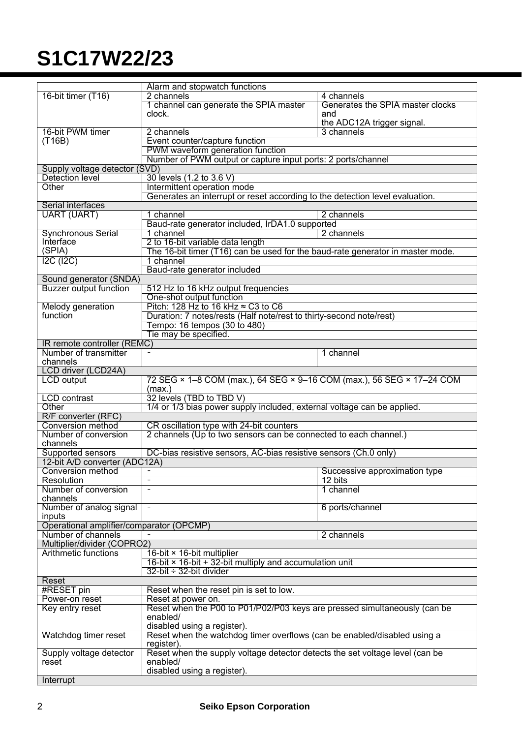# S1C17W22/23

| | | |
|---|---|---|
| | Alarm and stopwatch functions | |
| 16-bit timer (T16) | 2 channels | 4 channels |
| | 1 channel can generate the SPIA master clock. | Generates the SPIA master clocks and the ADC12A trigger signal. |
| 16-bit PWM timer (T16B) | 2 channels | 3 channels |
| | Event counter/capture function | |
| | PWM waveform generation function | |
| | Number of PWM output or capture input ports: 2 ports/channel | |
| Supply voltage detector (SVD) | | |
| Detection level | 30 levels (1.2 to 3.6 V) | |
| Other | Intermittent operation mode | |
| | Generates an interrupt or reset according to the detection level evaluation. | |
| Serial interfaces | | |
| UART (UART) | 1 channel | 2 channels |
| | Baud-rate generator included, IrDA1.0 supported | |
| Synchronous Serial Interface (SPIA) | 1 channel | 2 channels |
| | 2 to 16-bit variable data length | |
| | The 16-bit timer (T16) can be used for the baud-rate generator in master mode. | |
| I2C (I2C) | 1 channel | |
| | Baud-rate generator included | |
| Sound generator (SNDA) | | |
| Buzzer output function | 512 Hz to 16 kHz output frequencies | |
| | One-shot output function | |
| Melody generation function | Pitch: 128 Hz to 16 kHz ≈ C3 to C6 | |
| | Duration: 7 notes/rests (Half note/rest to thirty-second note/rest) | |
| | Tempo: 16 tempos (30 to 480) | |
| | Tie may be specified. | |
| IR remote controller (REMC) | | |
| Number of transmitter channels | - | 1 channel |
| LCD driver (LCD24A) | | |
| LCD output | 72 SEG × 1–8 COM (max.), 64 SEG × 9–16 COM (max.), 56 SEG × 17–24 COM (max.) | |
| LCD contrast | 32 levels (TBD to TBD V) | |
| Other | 1/4 or 1/3 bias power supply included, external voltage can be applied. | |
| R/F converter (RFC) | | |
| Conversion method | CR oscillation type with 24-bit counters | |
| Number of conversion channels | 2 channels (Up to two sensors can be connected to each channel.) | |
| Supported sensors | DC-bias resistive sensors, AC-bias resistive sensors (Ch.0 only) | |
| 12-bit A/D converter (ADC12A) | | |
| Conversion method | - | Successive approximation type |
| Resolution | - | 12 bits |
| Number of conversion channels | - | 1 channel |
| Number of analog signal inputs | - | 6 ports/channel |
| Operational amplifier/comparator (OPCMP) | | |
| Number of channels | - | 2 channels |
| Multiplier/divider (COPRO2) | | |
| Arithmetic functions | 16-bit × 16-bit multiplier | |
| | 16-bit × 16-bit + 32-bit multiply and accumulation unit | |
| | 32-bit ÷ 32-bit divider | |
| Reset | | |
| #RESET pin | Reset when the reset pin is set to low. | |
| Power-on reset | Reset at power on. | |
| Key entry reset | Reset when the P00 to P01/P02/P03 keys are pressed simultaneously (can be enabled/disabled using a register). | |
| Watchdog timer reset | Reset when the watchdog timer overflows (can be enabled/disabled using a register). | |
| Supply voltage detector reset | Reset when the supply voltage detector detects the set voltage level (can be enabled/disabled using a register). | |
| Interrupt | | |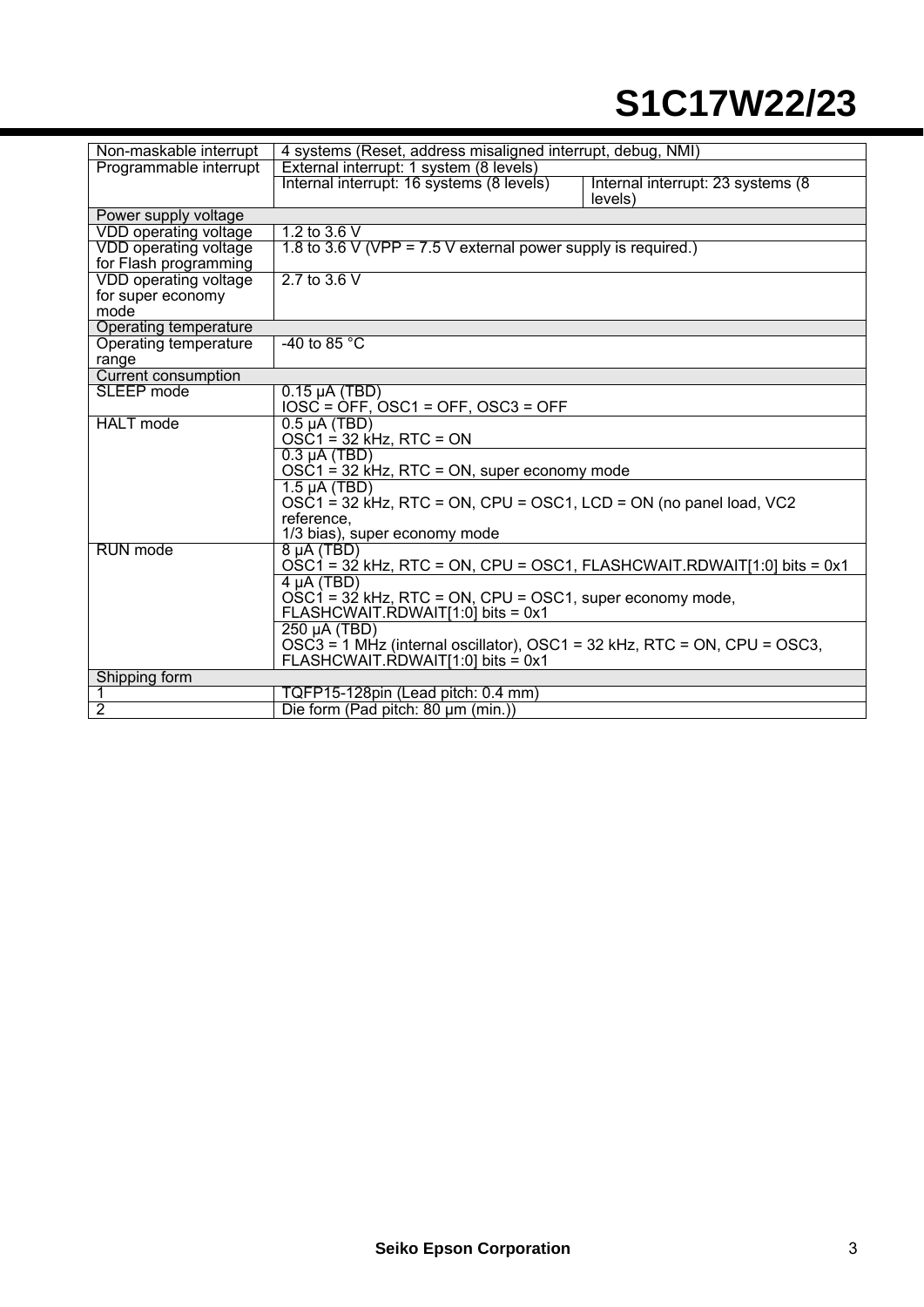| | | |
|---|---|---|
| Non-maskable interrupt | 4 systems (Reset, address misaligned interrupt, debug, NMI) | |
| Programmable interrupt | External interrupt: 1 system (8 levels) | |
| | Internal interrupt: 16 systems (8 levels) | Internal interrupt: 23 systems (8 levels) |
| **Power supply voltage** | | |
| VDD operating voltage | 1.2 to 3.6 V | |
| VDD operating voltage for Flash programming | 1.8 to 3.6 V (VPP = 7.5 V external power supply is required.) | |
| VDD operating voltage for super economy mode | 2.7 to 3.6 V | |
| **Operating temperature** | | |
| Operating temperature range | -40 to 85 °C | |
| **Current consumption** | | |
| SLEEP mode | 0.15 µA (TBD)<br>IOSC = OFF, OSC1 = OFF, OSC3 = OFF | |
| HALT mode | 0.5 µA (TBD)<br>OSC1 = 32 kHz, RTC = ON | |
| | 0.3 µA (TBD)<br>OSC1 = 32 kHz, RTC = ON, super economy mode | |
| | 1.5 µA (TBD)<br>OSC1 = 32 kHz, RTC = ON, CPU = OSC1, LCD = ON (no panel load, VC2 reference,<br>1/3 bias), super economy mode | |
| RUN mode | 8 µA (TBD)<br>OSC1 = 32 kHz, RTC = ON, CPU = OSC1, FLASHCWAIT.RDWAIT[1:0] bits = 0x1 | |
| | 4 µA (TBD)<br>OSC1 = 32 kHz, RTC = ON, CPU = OSC1, super economy mode,<br>FLASHCWAIT.RDWAIT[1:0] bits = 0x1 | |
| | 250 µA (TBD)<br>OSC3 = 1 MHz (internal oscillator), OSC1 = 32 kHz, RTC = ON, CPU = OSC3,<br>FLASHCWAIT.RDWAIT[1:0] bits = 0x1 | |
| **Shipping form** | | |
| 1 | TQFP15-128pin (Lead pitch: 0.4 mm) | |
| 2 | Die form (Pad pitch: 80 µm (min.)) | |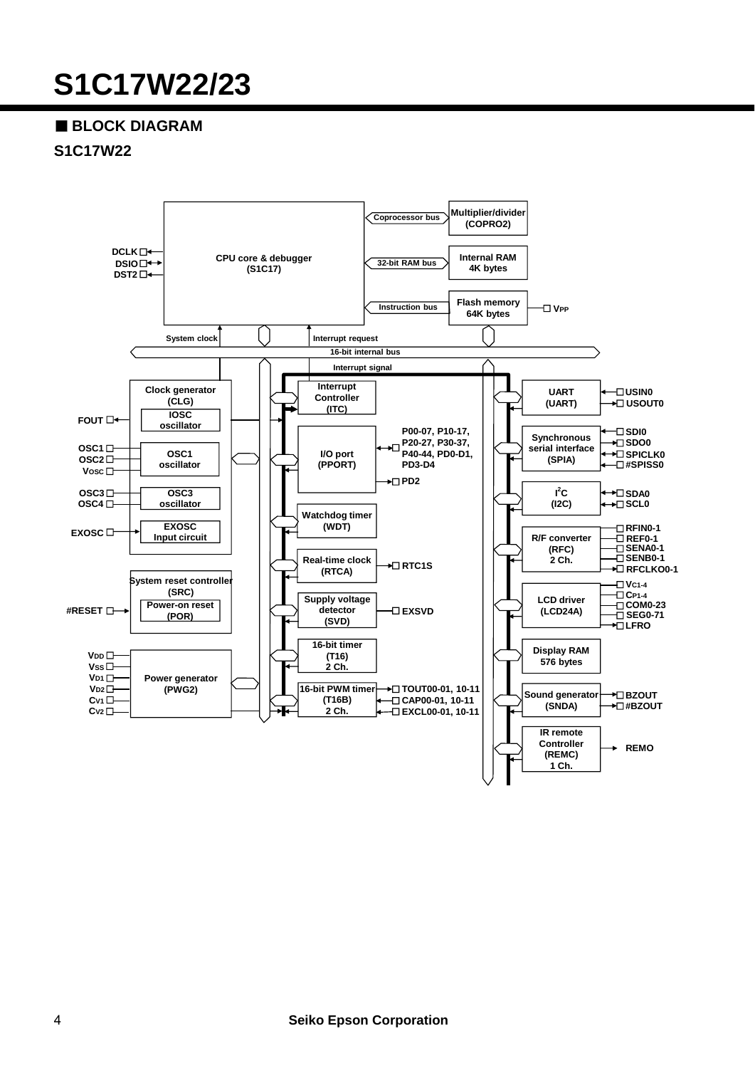## ■ BLOCK DIAGRAM

### S1C17W22

CPU core & debugger (S1C17)

DCLK
DSIO
DST2

Coprocessor bus
Multiplier/divider (COPRO2)

32-bit RAM bus
Internal RAM 4K bytes

Instruction bus
Flash memory 64K bytes
VPP

System clock
Interrupt request
16-bit internal bus
Interrupt signal

Clock generator (CLG)
IOSC oscillator
FOUT
OSC1
OSC2
VOSC
OSC1 oscillator
OSC3
OSC4
OSC3 oscillator
EXOSC
EXOSC Input circuit

System reset controller (SRC)
Power-on reset (POR)
#RESET

VDD
VSS
VD1
VD2
CV1
CV2
Power generator (PWG2)

Interrupt Controller (ITC)

I/O port (PPORT)
P00-07, P10-17, P20-27, P30-37, P40-44, PD0-D1, PD3-D4
PD2

Watchdog timer (WDT)

Real-time clock (RTCA)
RTC1S

Supply voltage detector (SVD)
EXSVD

16-bit timer (T16) 2 Ch.

16-bit PWM timer (T16B) 2 Ch.
TOUT00-01, 10-11
CAP00-01, 10-11
EXCL00-01, 10-11

UART (UART)
USIN0
USOUT0

Synchronous serial interface (SPIA)
SDI0
SDO0
SPICLK0
#SPISS0

I²C (I2C)
SDA0
SCL0

R/F converter (RFC) 2 Ch.
RFIN0-1
REF0-1
SENA0-1
SENB0-1
RFCLKO0-1

LCD driver (LCD24A)
VC1-4
CP1-4
COM0-23
SEG0-71
LFRO

Display RAM 576 bytes

Sound generator (SNDA)
BZOUT
#BZOUT

IR remote Controller (REMC) 1 Ch.
REMO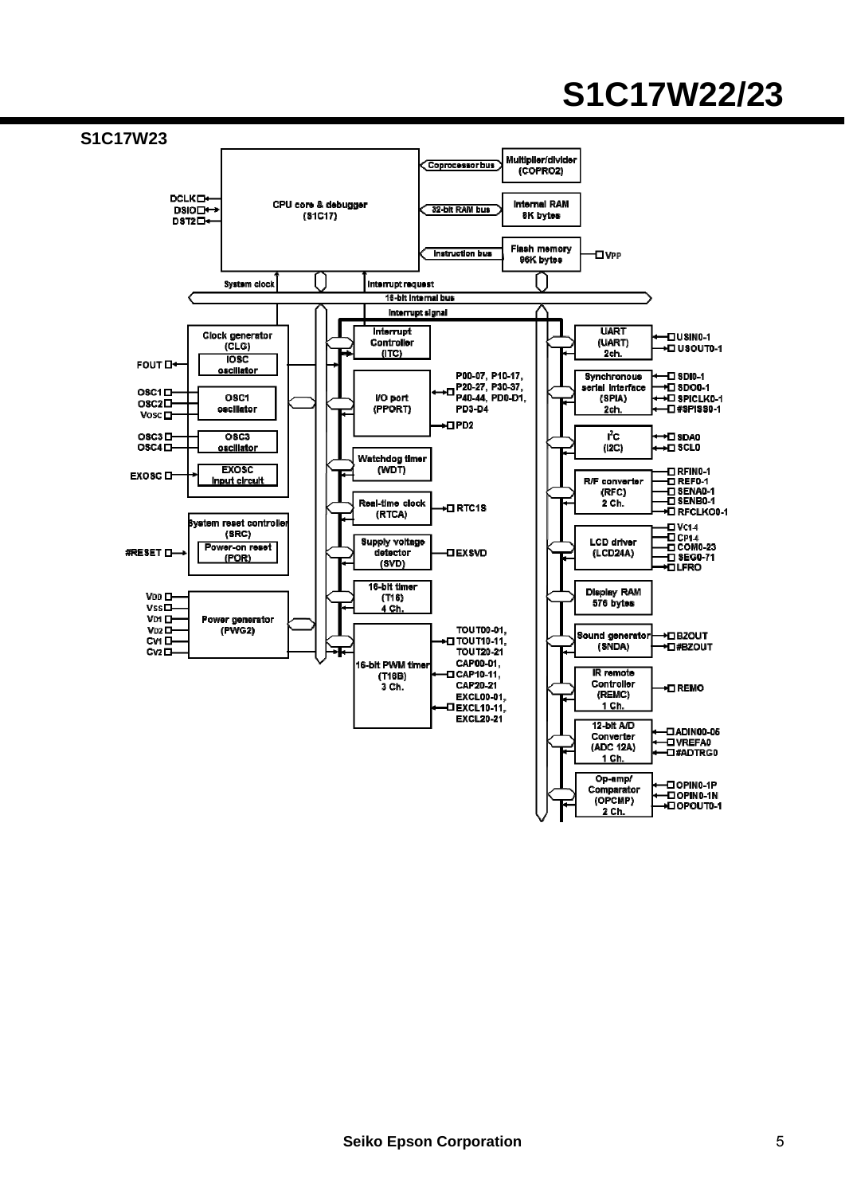S1C17W23

CPU core & debugger (S1C17)

DCLK
DSIO
DST2

Coprocessor bus
Multiplier/divider (COPRO2)

32-bit RAM bus
Internal RAM 8K bytes

Instruction bus
Flash memory 96K bytes
VPP

System clock
Interrupt request
16-bit internal bus
Interrupt signal

Clock generator (CLG)
IOSC oscillator
FOUT
OSC1
OSC2
VOSC
OSC1 oscillator
OSC3
OSC4
OSC3 oscillator
EXOSC
EXOSC input circuit

System reset controller (SRC)
#RESET
Power-on reset (POR)

VDD
VSS
VD1
VD2
CV1
CV2
Power generator (PWG2)

Interrupt Controller (ITC)

I/O port (PPORT)
P00-07, P10-17, P20-27, P30-37, P40-44, PD0-D1, PD3-D4
PD2

Watchdog timer (WDT)

Real-time clock (RTCA)
RTC1S

Supply voltage detector (SVD)
EXSVD

16-bit timer (T16) 4 Ch.

16-bit PWM timer (T16B) 3 Ch.
TOUT00-01, TOUT10-11, TOUT20-21
CAP00-01, CAP10-11, CAP20-21
EXCL00-01, EXCL10-11, EXCL20-21

UART (UART) 2ch.
USIN0-1
USOUT0-1

Synchronous serial interface (SPIA) 2ch.
SDI0-1
SDO0-1
SPICLK0-1
#SPISS0-1

I²C (I2C)
SDA0
SCL0

R/F converter (RFC) 2 Ch.
RFIN0-1
REF0-1
SENA0-1
SENB0-1
RFCLKO0-1

LCD driver (LCD24A)
VC1-4
CP1-4
COM0-23
SEG0-71
LFRO

Display RAM 576 bytes

Sound generator (SNDA)
BZOUT
#BZOUT

IR remote Controller (REMC) 1 Ch.
REMO

12-bit A/D Converter (ADC 12A) 1 Ch.
ADIN00-05
VREFA0
#ADTRG0

Op-amp/ Comparator (OPCMP) 2 Ch.
OPIN0-1P
OPIN0-1N
OPOUT0-1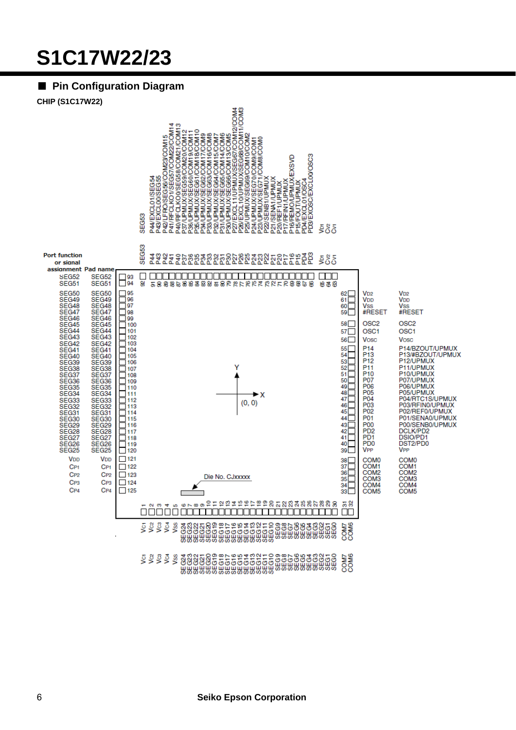## ■ Pin Configuration Diagram

**CHIP (S1C17W22)**

Port function or signal assignment | Pad name

| Pad No. | Pad name | Port function or signal assignment |
|---|---|---|
| 1 | VC1 | VC1 |
| 2 | VC2 | VC2 |
| 3 | VC3 | VC3 |
| 4 | VC4 | VC4 |
| 5 | VSS | VSS |
| 6 | SEG24 | SEG24 |
| 7 | SEG23 | SEG23 |
| 8 | SEG22 | SEG22 |
| 9 | SEG21 | SEG21 |
| 10 | SEG20 | SEG20 |
| 11 | SEG19 | SEG19 |
| 12 | SEG18 | SEG18 |
| 13 | SEG17 | SEG17 |
| 14 | SEG16 | SEG16 |
| 15 | SEG15 | SEG15 |
| 16 | SEG14 | SEG14 |
| 17 | SEG13 | SEG13 |
| 18 | SEG12 | SEG12 |
| 19 | SEG11 | SEG11 |
| 20 | SEG10 | SEG10 |
| 21 | SEG9 | SEG9 |
| 22 | SEG8 | SEG8 |
| 23 | SEG7 | SEG7 |
| 24 | SEG6 | SEG6 |
| 25 | SEG5 | SEG5 |
| 26 | SEG4 | SEG4 |
| 27 | SEG3 | SEG3 |
| 28 | SEG2 | SEG2 |
| 29 | SEG1 | SEG1 |
| 30 | SEG0 | SEG0 |
| 31 | COM7 | COM7 |
| 32 | COM6 | COM6 |
| 33 | COM5 | COM5 |
| 34 | COM4 | COM4 |
| 35 | COM3 | COM3 |
| 36 | COM2 | COM2 |
| 37 | COM1 | COM1 |
| 38 | COM0 | COM0 |
| 39 | VPP | VPP |
| 40 | PD0 | DST2/PD0 |
| 41 | PD1 | DSIO/PD1 |
| 42 | PD2 | DCLK/PD2 |
| 43 | P00 | P00/SENB0/UPMUX |
| 44 | P01 | P01/SENA0/UPMUX |
| 45 | P02 | P02/REF0/UPMUX |
| 46 | P03 | P03/RFIN0/UPMUX |
| 47 | P04 | P04/RTC1S/UPMUX |
| 48 | P05 | P05/UPMUX |
| 49 | P06 | P06/UPMUX |
| 50 | P07 | P07/UPMUX |
| 51 | P10 | P10/UPMUX |
| 52 | P11 | P11/UPMUX |
| 53 | P12 | P12/UPMUX |
| 54 | P13 | P13/#BZOUT/UPMUX |
| 55 | P14 | P14/BZOUT/UPMUX |
| 56 | VOSC | VOSC |
| 57 | OSC1 | OSC1 |
| 58 | OSC2 | OSC2 |
| 59 | #RESET | #RESET |
| 60 | VSS | VSS |
| 61 | VDD | VDD |
| 62 | VD2 | VD2 |
| 63 | CV1 | CV1 |
| 64 | CV2 | CV2 |
| 65 | VD1 | VD1 |
| 66 | PD3 | PD3/EXOSC/EXCL00/OSC3 |
| 67 | PD4 | PD4/EXCL01/OSC4 |
| 68 | P15 | P15/FOUT/UPMUX |
| 69 | P16 | P16/REMO/UPMUX/EXSVD |
| 70 | P17 | P17/RFIN1/UPMUX |
| 71 | P20 | P20/REF1/UPMUX |
| 72 | P21 | P21/SENA1/UPMUX |
| 73 | P22 | P22/SENB1/UPMUX |
| 74 | P23 | P23/UPMUX/SEG71/COM8/COM0 |
| 75 | P24 | P24/UPMUX/SEG70/COM9/COM1 |
| 76 | P25 | P25/UPMUX/SEG69/COM10/COM2 |
| 77 | P26 | P26/EXCL10/UPMUX/SEG68/COM11/COM3 |
| 78 | P27 | P27/EXCL11/UPMUX/SEG67/COM12/COM4 |
| 79 | P30 | P30/UPMUX/SEG66/COM13/COM5 |
| 80 | P31 | P31/UPMUX/SEG65/COM14/COM6 |
| 81 | P32 | P32/UPMUX/SEG64/COM15/COM7 |
| 82 | P33 | P33/UPMUX/SEG63/COM16/COM8 |
| 83 | P34 | P34/UPMUX/SEG62/COM17/COM9 |
| 84 | P35 | P35/UPMUX/SEG61/COM18/COM10 |
| 85 | P36 | P36/UPMUX/SEG60/COM19/COM11 |
| 86 | P37 | P37/UPMUX/SEG59/COM20/COM12 |
| 87 | P40 | P40/RFCLKO0/SEG58/COM21/COM13 |
| 88 | P41 | P41/RFCLKO1/SEG57/COM22/COM14 |
| 89 | P42 | P42/LFRO/SEG56/COM23/COM15 |
| 90 | P43 | P43/EXCL00/SEG55 |
| 91 | P44 | P44/EXCL01/SEG54 |
| 92 | SEG53 | SEG53 |
| 93 | SEG52 | SEG52 |
| 94 | SEG51 | SEG51 |
| 95 | SEG50 | SEG50 |
| 96 | SEG49 | SEG49 |
| 97 | SEG48 | SEG48 |
| 98 | SEG47 | SEG47 |
| 99 | SEG46 | SEG46 |
| 100 | SEG45 | SEG45 |
| 101 | SEG44 | SEG44 |
| 102 | SEG43 | SEG43 |
| 103 | SEG42 | SEG42 |
| 104 | SEG41 | SEG41 |
| 105 | SEG40 | SEG40 |
| 106 | SEG39 | SEG39 |
| 107 | SEG38 | SEG38 |
| 108 | SEG37 | SEG37 |
| 109 | SEG36 | SEG36 |
| 110 | SEG35 | SEG35 |
| 111 | SEG34 | SEG34 |
| 112 | SEG33 | SEG33 |
| 113 | SEG32 | SEG32 |
| 114 | SEG31 | SEG31 |
| 115 | SEG30 | SEG30 |
| 116 | SEG29 | SEG29 |
| 117 | SEG28 | SEG28 |
| 118 | SEG27 | SEG27 |
| 119 | SEG26 | SEG26 |
| 120 | SEG25 | SEG25 |
| 121 | VDD | VDD |
| 122 | CP1 | CP1 |
| 123 | CP2 | CP2 |
| 124 | CP3 | CP3 |
| 125 | CP4 | CP4 |

Y
X
(0, 0)

Die No. CJxxxxx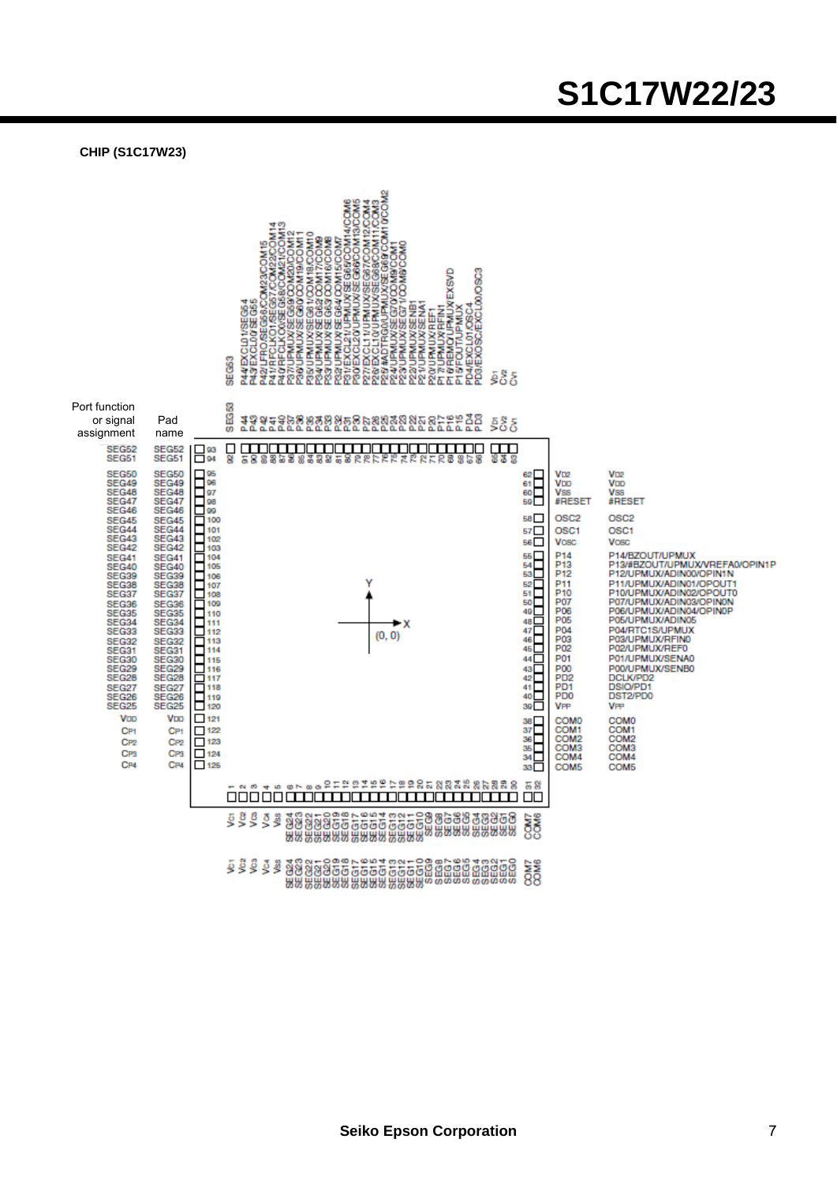**CHIP (S1C17W23)**

| Pad No. | Pad name | Port function or signal assignment |
|---|---|---|
| 1 | $V_{C1}$ | $V_{C1}$ |
| 2 | $V_{C2}$ | $V_{C2}$ |
| 3 | $V_{C3}$ | $V_{C3}$ |
| 4 | $V_{C4}$ | $V_{C4}$ |
| 5 | $V_{SS}$ | $V_{SS}$ |
| 6 | SEG24 | SEG24 |
| 7 | SEG23 | SEG23 |
| 8 | SEG22 | SEG22 |
| 9 | SEG21 | SEG21 |
| 10 | SEG20 | SEG20 |
| 11 | SEG19 | SEG19 |
| 12 | SEG18 | SEG18 |
| 13 | SEG17 | SEG17 |
| 14 | SEG16 | SEG16 |
| 15 | SEG15 | SEG15 |
| 16 | SEG14 | SEG14 |
| 17 | SEG13 | SEG13 |
| 18 | SEG12 | SEG12 |
| 19 | SEG11 | SEG11 |
| 20 | SEG10 | SEG10 |
| 21 | SEG9 | SEG9 |
| 22 | SEG8 | SEG8 |
| 23 | SEG7 | SEG7 |
| 24 | SEG6 | SEG6 |
| 25 | SEG5 | SEG5 |
| 26 | SEG4 | SEG4 |
| 27 | SEG3 | SEG3 |
| 28 | SEG2 | SEG2 |
| 29 | SEG1 | SEG1 |
| 30 | SEG0 | SEG0 |
| 31 | COM7 | COM7 |
| 32 | COM6 | COM6 |
| 33 | COM5 | COM5 |
| 34 | COM4 | COM4 |
| 35 | COM3 | COM3 |
| 36 | COM2 | COM2 |
| 37 | COM1 | COM1 |
| 38 | COM0 | COM0 |
| 39 | $V_{PP}$ | $V_{PP}$ |
| 40 | PD0 | DST2/PD0 |
| 41 | PD1 | DSIO/PD1 |
| 42 | PD2 | DCLK/PD2 |
| 43 | P00 | P00/UPMUX/SENB0 |
| 44 | P01 | P01/UPMUX/SENA0 |
| 45 | P02 | P02/UPMUX/REF0 |
| 46 | P03 | P03/UPMUX/RFIN0 |
| 47 | P04 | P04/RTC1S/UPMUX |
| 48 | P05 | P05/UPMUX/ADIN05 |
| 49 | P06 | P06/UPMUX/ADIN04/OPIN0P |
| 50 | P07 | P07/UPMUX/ADIN03/OPIN0N |
| 51 | P10 | P10/UPMUX/ADIN02/OPOUT0 |
| 52 | P11 | P11/UPMUX/ADIN01/OPOUT1 |
| 53 | P12 | P12/UPMUX/ADIN00/OPIN1N |
| 54 | P13 | P13/#BZOUT/UPMUX/VREFA0/OPIN1P |
| 55 | P14 | P14/BZOUT/UPMUX |
| 56 | $V_{OSC}$ | $V_{OSC}$ |
| 57 | OSC1 | OSC1 |
| 58 | OSC2 | OSC2 |
| 59 | #RESET | #RESET |
| 60 | $V_{SS}$ | $V_{SS}$ |
| 61 | $V_{DD}$ | $V_{DD}$ |
| 62 | $V_{D2}$ | $V_{D2}$ |
| 63 | $C_{V1}$ | $C_{V1}$ |
| 64 | $C_{V2}$ | $C_{V2}$ |
| 65 | $V_{D1}$ | $V_{D1}$ |
| 66 | PD3 | PD3/EXOSC/EXCL00/OSC3 |
| 67 | PD4 | PD4/EXCL01/OSC4 |
| 68 | P15 | P15/FOUT/UPMUX |
| 69 | P16 | P16/REMO/UPMUX/EXSVD |
| 70 | P17 | P17/UPMUX/RFIN1 |
| 71 | P20 | P20/UPMUX/REF1 |
| 72 | P21 | P21/UPMUX/SENA1 |
| 73 | P22 | P22/UPMUX/SENB1 |
| 74 | P23 | P23/UPMUX/SEG71/COM8/COM0 |
| 75 | P24 | P24/UPMUX/SEG70/COM9/COM1 |
| 76 | P25 | P25/#ADTRG0/UPMUX/SEG69/COM10/COM2 |
| 77 | P26 | P26/EXCL10/UPMUX/SEG68/COM11/COM3 |
| 78 | P27 | P27/EXCL11/UPMUX/SEG67/COM12/COM4 |
| 79 | P30 | P30/EXCL20/UPMUX/SEG66/COM13/COM5 |
| 80 | P31 | P31/EXCL21/UPMUX/SEG65/COM14/COM6 |
| 81 | P32 | P32/UPMUX/SEG64/COM15/COM7 |
| 82 | P33 | P33/UPMUX/SEG63/COM16/COM8 |
| 83 | P34 | P34/UPMUX/SEG62/COM17/COM9 |
| 84 | P35 | P35/UPMUX/SEG61/COM18/COM10 |
| 85 | P36 | P36/UPMUX/SEG60/COM19/COM11 |
| 86 | P37 | P37/UPMUX/SEG59/COM20/COM12 |
| 87 | P40 | P40/RFCLK00/SEG58/COM21/COM13 |
| 88 | P41 | P41/RFCLK01/SEG57/COM22/COM14 |
| 89 | P42 | P42/LFRO/SEG56/COM23/COM15 |
| 90 | P43 | P43/EXCL00/SEG55 |
| 91 | P44 | P44/EXCL01/SEG54 |
| 92 | SEG53 | SEG53 |
| 93 | SEG52 | SEG52 |
| 94 | SEG51 | SEG51 |
| 95 | SEG50 | SEG50 |
| 96 | SEG49 | SEG49 |
| 97 | SEG48 | SEG48 |
| 98 | SEG47 | SEG47 |
| 99 | SEG46 | SEG46 |
| 100 | SEG45 | SEG45 |
| 101 | SEG44 | SEG44 |
| 102 | SEG43 | SEG43 |
| 103 | SEG42 | SEG42 |
| 104 | SEG41 | SEG41 |
| 105 | SEG40 | SEG40 |
| 106 | SEG39 | SEG39 |
| 107 | SEG38 | SEG38 |
| 108 | SEG37 | SEG37 |
| 109 | SEG36 | SEG36 |
| 110 | SEG35 | SEG35 |
| 111 | SEG34 | SEG34 |
| 112 | SEG33 | SEG33 |
| 113 | SEG32 | SEG32 |
| 114 | SEG31 | SEG31 |
| 115 | SEG30 | SEG30 |
| 116 | SEG29 | SEG29 |
| 117 | SEG28 | SEG28 |
| 118 | SEG27 | SEG27 |
| 119 | SEG26 | SEG26 |
| 120 | SEG25 | SEG25 |
| 121 | $V_{DD}$ | $V_{DD}$ |
| 122 | $C_{P1}$ | $C_{P1}$ |
| 123 | $C_{P2}$ | $C_{P2}$ |
| 124 | $C_{P3}$ | $C_{P3}$ |
| 125 | $C_{P4}$ | $C_{P4}$ |

Y

X

(0, 0)

Seiko Epson Corporation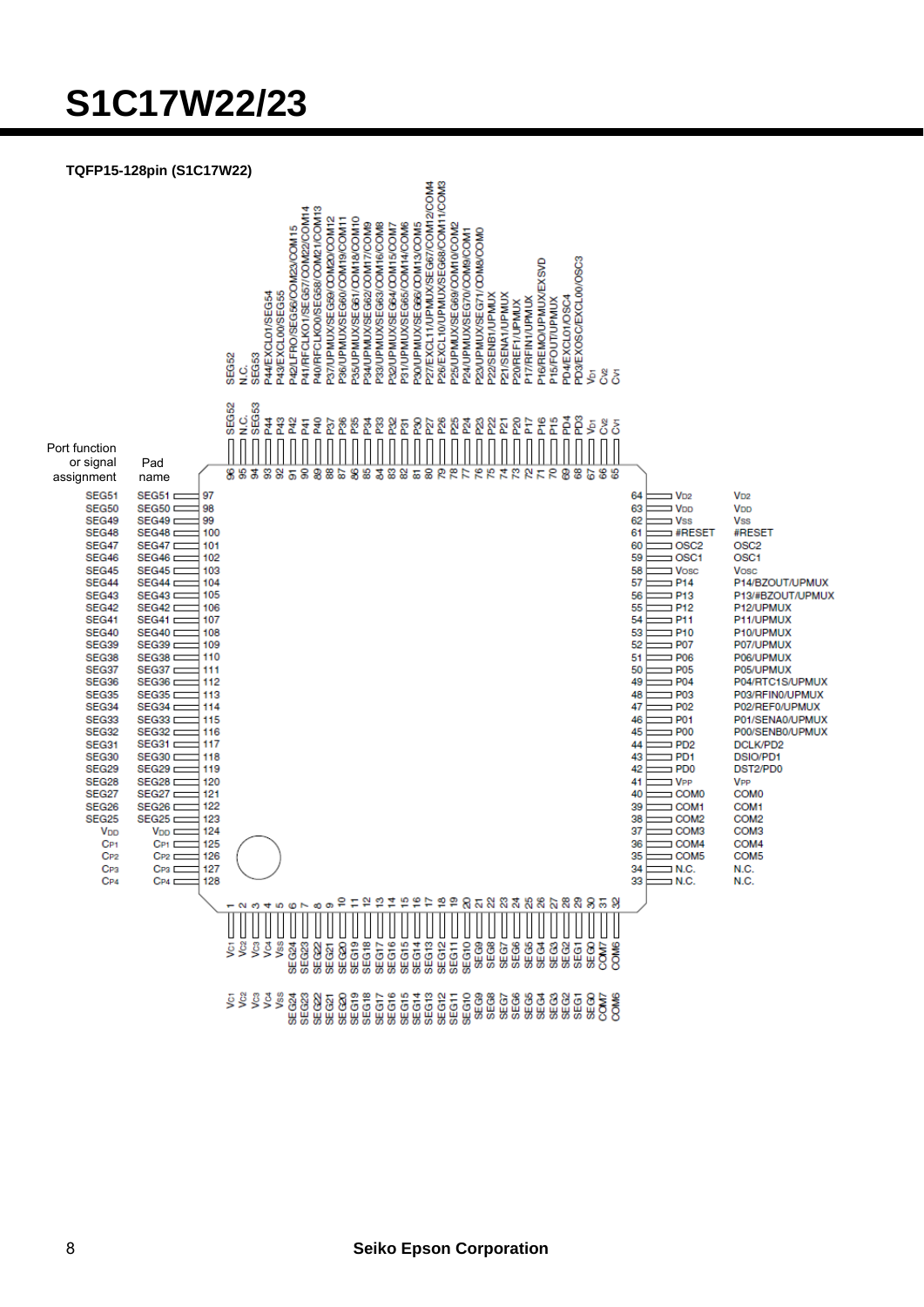# S1C17W22/23

**TQFP15-128pin (S1C17W22)**

| Pin | Pad name | Port function or signal assignment |
|---|---|---|
| 1 | VC1 | VC1 |
| 2 | VC2 | VC2 |
| 3 | VC3 | VC3 |
| 4 | VC4 | VC4 |
| 5 | VSS | VSS |
| 6 | SEG24 | SEG24 |
| 7 | SEG23 | SEG23 |
| 8 | SEG22 | SEG22 |
| 9 | SEG21 | SEG21 |
| 10 | SEG20 | SEG20 |
| 11 | SEG19 | SEG19 |
| 12 | SEG18 | SEG18 |
| 13 | SEG17 | SEG17 |
| 14 | SEG16 | SEG16 |
| 15 | SEG15 | SEG15 |
| 16 | SEG14 | SEG14 |
| 17 | SEG13 | SEG13 |
| 18 | SEG12 | SEG12 |
| 19 | SEG11 | SEG11 |
| 20 | SEG10 | SEG10 |
| 21 | SEG9 | SEG9 |
| 22 | SEG8 | SEG8 |
| 23 | SEG7 | SEG7 |
| 24 | SEG6 | SEG6 |
| 25 | SEG5 | SEG5 |
| 26 | SEG4 | SEG4 |
| 27 | SEG3 | SEG3 |
| 28 | SEG2 | SEG2 |
| 29 | SEG1 | SEG1 |
| 30 | SEG0 | SEG0 |
| 31 | COM7 | COM7 |
| 32 | COM6 | COM6 |
| 33 | N.C. | N.C. |
| 34 | N.C. | N.C. |
| 35 | COM5 | COM5 |
| 36 | COM4 | COM4 |
| 37 | COM3 | COM3 |
| 38 | COM2 | COM2 |
| 39 | COM1 | COM1 |
| 40 | COM0 | COM0 |
| 41 | VPP | VPP |
| 42 | PD0 | DST2/PD0 |
| 43 | PD1 | DSIO/PD1 |
| 44 | PD2 | DCLK/PD2 |
| 45 | P00 | P00/SENB0/UPMUX |
| 46 | P01 | P01/SENA0/UPMUX |
| 47 | P02 | P02/REF0/UPMUX |
| 48 | P03 | P03/RFIN0/UPMUX |
| 49 | P04 | P04/RTC1S/UPMUX |
| 50 | P05 | P05/UPMUX |
| 51 | P06 | P06/UPMUX |
| 52 | P07 | P07/UPMUX |
| 53 | P10 | P10/UPMUX |
| 54 | P11 | P11/UPMUX |
| 55 | P12 | P12/UPMUX |
| 56 | P13 | P13/#BZOUT/UPMUX |
| 57 | P14 | P14/BZOUT/UPMUX |
| 58 | VOSC | VOSC |
| 59 | OSC1 | OSC1 |
| 60 | OSC2 | OSC2 |
| 61 | #RESET | #RESET |
| 62 | VSS | VSS |
| 63 | VDD | VDD |
| 64 | VD2 | VD2 |
| 65 | CV1 | CV1 |
| 66 | CV2 | CV2 |
| 67 | VD1 | VD1 |
| 68 | PD3 | PD3/EXOSC/EXCL00/OSC3 |
| 69 | PD4 | PD4/EXCL01/OSC4 |
| 70 | P15 | P15/FOUT/UPMUX |
| 71 | P16 | P16/REMO/UPMUX/EXSVD |
| 72 | P17 | P17/RFIN1/UPMUX |
| 73 | P20 | P20/REF1/UPMUX |
| 74 | P21 | P21/SENA1/UPMUX |
| 75 | P22 | P22/SENB1/UPMUX |
| 76 | P23 | P23/UPMUX/SEG71/COM8/COM0 |
| 77 | P24 | P24/UPMUX/SEG70/COM9/COM1 |
| 78 | P25 | P25/UPMUX/SEG69/COM10/COM2 |
| 79 | P26 | P26/EXCL10/UPMUX/SEG68/COM11/COM3 |
| 80 | P27 | P27/EXCL11/UPMUX/SEG67/COM12/COM4 |
| 81 | P30 | P30/UPMUX/SEG66/COM13/COM5 |
| 82 | P31 | P31/UPMUX/SEG65/COM14/COM6 |
| 83 | P32 | P32/UPMUX/SEG64/COM15/COM7 |
| 84 | P33 | P33/UPMUX/SEG63/COM16/COM8 |
| 85 | P34 | P34/UPMUX/SEG62/COM17/COM9 |
| 86 | P35 | P35/UPMUX/SEG61/COM18/COM10 |
| 87 | P36 | P36/UPMUX/SEG60/COM19/COM11 |
| 88 | P37 | P37/UPMUX/SEG59/COM20/COM12 |
| 89 | P40 | P40/RFCLKO0/SEG58/COM21/COM13 |
| 90 | P41 | P41/RFCLKO1/SEG57/COM22/COM14 |
| 91 | P42 | P42/LFRO/SEG56/COM23/COM15 |
| 92 | P43 | P43/EXCL00/SEG55 |
| 93 | P44 | P44/EXCL01/SEG54 |
| 94 | SEG53 | SEG53 |
| 95 | N.C. | N.C. |
| 96 | SEG52 | SEG52 |
| 97 | SEG51 | SEG51 |
| 98 | SEG50 | SEG50 |
| 99 | SEG49 | SEG49 |
| 100 | SEG48 | SEG48 |
| 101 | SEG47 | SEG47 |
| 102 | SEG46 | SEG46 |
| 103 | SEG45 | SEG45 |
| 104 | SEG44 | SEG44 |
| 105 | SEG43 | SEG43 |
| 106 | SEG42 | SEG42 |
| 107 | SEG41 | SEG41 |
| 108 | SEG40 | SEG40 |
| 109 | SEG39 | SEG39 |
| 110 | SEG38 | SEG38 |
| 111 | SEG37 | SEG37 |
| 112 | SEG36 | SEG36 |
| 113 | SEG35 | SEG35 |
| 114 | SEG34 | SEG34 |
| 115 | SEG33 | SEG33 |
| 116 | SEG32 | SEG32 |
| 117 | SEG31 | SEG31 |
| 118 | SEG30 | SEG30 |
| 119 | SEG29 | SEG29 |
| 120 | SEG28 | SEG28 |
| 121 | SEG27 | SEG27 |
| 122 | SEG26 | SEG26 |
| 123 | SEG25 | SEG25 |
| 124 | VDD | VDD |
| 125 | CP1 | CP1 |
| 126 | CP2 | CP2 |
| 127 | CP3 | CP3 |
| 128 | CP4 | CP4 |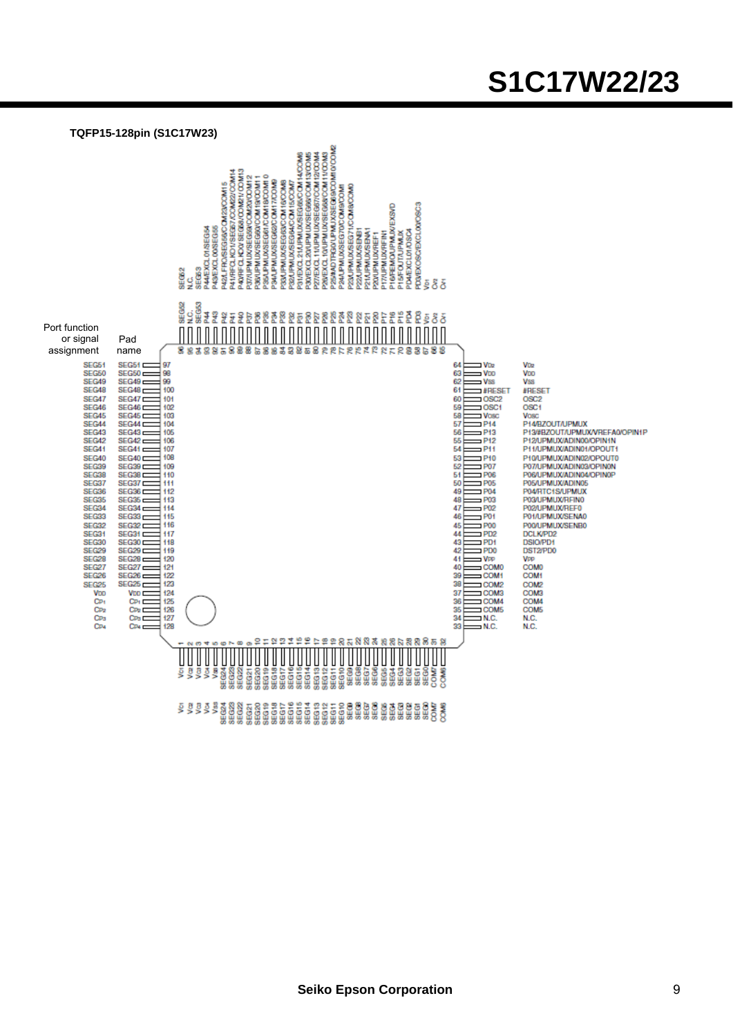**TQFP15-128pin (S1C17W23)**

Port function or signal assignment

Pad name

| Pin No. | Pad name | Port function or signal assignment |
|---|---|---|
| 1 | VC1 | VC1 |
| 2 | VC2 | VC2 |
| 3 | VC3 | VC3 |
| 4 | VC4 | VC4 |
| 5 | VSS | VSS |
| 6 | SEG24 | SEG24 |
| 7 | SEG23 | SEG23 |
| 8 | SEG22 | SEG22 |
| 9 | SEG21 | SEG21 |
| 10 | SEG20 | SEG20 |
| 11 | SEG19 | SEG19 |
| 12 | SEG18 | SEG18 |
| 13 | SEG17 | SEG17 |
| 14 | SEG16 | SEG16 |
| 15 | SEG15 | SEG15 |
| 16 | SEG14 | SEG14 |
| 17 | SEG13 | SEG13 |
| 18 | SEG12 | SEG12 |
| 19 | SEG11 | SEG11 |
| 20 | SEG10 | SEG10 |
| 21 | SEG9 | SEG9 |
| 22 | SEG8 | SEG8 |
| 23 | SEG7 | SEG7 |
| 24 | SEG6 | SEG6 |
| 25 | SEG5 | SEG5 |
| 26 | SEG4 | SEG4 |
| 27 | SEG3 | SEG3 |
| 28 | SEG2 | SEG2 |
| 29 | SEG1 | SEG1 |
| 30 | SEG0 | SEG0 |
| 31 | COM7 | COM7 |
| 32 | COM6 | COM6 |
| 33 | N.C. | N.C. |
| 34 | N.C. | N.C. |
| 35 | COM5 | COM5 |
| 36 | COM4 | COM4 |
| 37 | COM3 | COM3 |
| 38 | COM2 | COM2 |
| 39 | COM1 | COM1 |
| 40 | COM0 | COM0 |
| 41 | VPP | VPP |
| 42 | PD0 | DST2/PD0 |
| 43 | PD1 | DSIO/PD1 |
| 44 | PD2 | DCLK/PD2 |
| 45 | P00 | P00/UPMUX/SENB0 |
| 46 | P01 | P01/UPMUX/SENA0 |
| 47 | P02 | P02/UPMUX/REF0 |
| 48 | P03 | P03/UPMUX/RFIN0 |
| 49 | P04 | P04/RTC1S/UPMUX |
| 50 | P05 | P05/UPMUX/ADIN05 |
| 51 | P06 | P06/UPMUX/ADIN04/OPINOP |
| 52 | P07 | P07/UPMUX/ADIN03/OPINON |
| 53 | P10 | P10/UPMUX/ADIN02/OPOUT0 |
| 54 | P11 | P11/UPMUX/ADIN01/OPOUT1 |
| 55 | P12 | P12/UPMUX/ADIN00/OPIN1N |
| 56 | P13 | P13/#BZOUT/UPMUX/VREFA0/OPIN1P |
| 57 | P14 | P14/BZOUT/UPMUX |
| 58 | VOSC | VOSC |
| 59 | OSC1 | OSC1 |
| 60 | OSC2 | OSC2 |
| 61 | #RESET | #RESET |
| 62 | VSS | VSS |
| 63 | VDD | VDD |
| 64 | VD2 | VD2 |
| 65 | CV1 | CV1 |
| 66 | CV2 | CV2 |
| 67 | VD1 | VD1 |
| 68 | PD3 | PD3/EXOSC/EXCL00/OSC3 |
| 69 | PD4 | PD4/EXCL01/OSC4 |
| 70 | P15 | P15/FOUT/UPMUX |
| 71 | P16 | P16/REMO/UPMUX/EXSVD |
| 72 | P17 | P17/UPMUX/RFIN1 |
| 73 | P20 | P20/UPMUX/REF1 |
| 74 | P21 | P21/UPMUX/SENA1 |
| 75 | P22 | P22/UPMUX/SENB1 |
| 76 | P23 | P23/UPMUX/SEG71/COM8/COM0 |
| 77 | P24 | P24/UPMUX/SEG70/COM9/COM1 |
| 78 | P25 | P25/ADTRG0/UPMUX/SEG69/COM10/COM2 |
| 79 | P26 | P26/EXCL10/UPMUX/SEG68/COM11/COM3 |
| 80 | P27 | P27/EXCL11/UPMUX/SEG67/COM12/COM4 |
| 81 | P30 | P30/EXCL20/UPMUX/SEG66/COM13/COM5 |
| 82 | P31 | P31/EXCL21/UPMUX/SEG65/COM14/COM6 |
| 83 | P32 | P32/UPMUX/SEG64/COM15/COM7 |
| 84 | P33 | P33/UPMUX/SEG63/COM16/COM8 |
| 85 | P34 | P34/UPMUX/SEG62/COM17/COM9 |
| 86 | P35 | P35/UPMUX/SEG61/COM18/COM10 |
| 87 | P36 | P36/UPMUX/SEG60/COM19/COM11 |
| 88 | P37 | P37/UPMUX/SEG59/COM20/COM12 |
| 89 | P40 | P40/RFCLKO/SEG58/COM21/COM13 |
| 90 | P41 | P41/RFCLKO/SEG57/COM22/COM14 |
| 91 | P42 | P42/LFRO/SEG56/COM23/COM15 |
| 92 | P43 | P43/EXCL00/SEG55 |
| 93 | P44 | P44/EXCL01/SEG54 |
| 94 | SEG53 | SEG53 |
| 95 | N.C. | N.C. |
| 96 | SEG52 | SEG52 |
| 97 | SEG51 | SEG51 |
| 98 | SEG50 | SEG50 |
| 99 | SEG49 | SEG49 |
| 100 | SEG48 | SEG48 |
| 101 | SEG47 | SEG47 |
| 102 | SEG46 | SEG46 |
| 103 | SEG45 | SEG45 |
| 104 | SEG44 | SEG44 |
| 105 | SEG43 | SEG43 |
| 106 | SEG42 | SEG42 |
| 107 | SEG41 | SEG41 |
| 108 | SEG40 | SEG40 |
| 109 | SEG39 | SEG39 |
| 110 | SEG38 | SEG38 |
| 111 | SEG37 | SEG37 |
| 112 | SEG36 | SEG36 |
| 113 | SEG35 | SEG35 |
| 114 | SEG34 | SEG34 |
| 115 | SEG33 | SEG33 |
| 116 | SEG32 | SEG32 |
| 117 | SEG31 | SEG31 |
| 118 | SEG30 | SEG30 |
| 119 | SEG29 | SEG29 |
| 120 | SEG28 | SEG28 |
| 121 | SEG27 | SEG27 |
| 122 | SEG26 | SEG26 |
| 123 | SEG25 | SEG25 |
| 124 | VDD | VDD |
| 125 | CP1 | CP1 |
| 126 | CP2 | CP2 |
| 127 | CP3 | CP3 |
| 128 | CP4 | CP4 |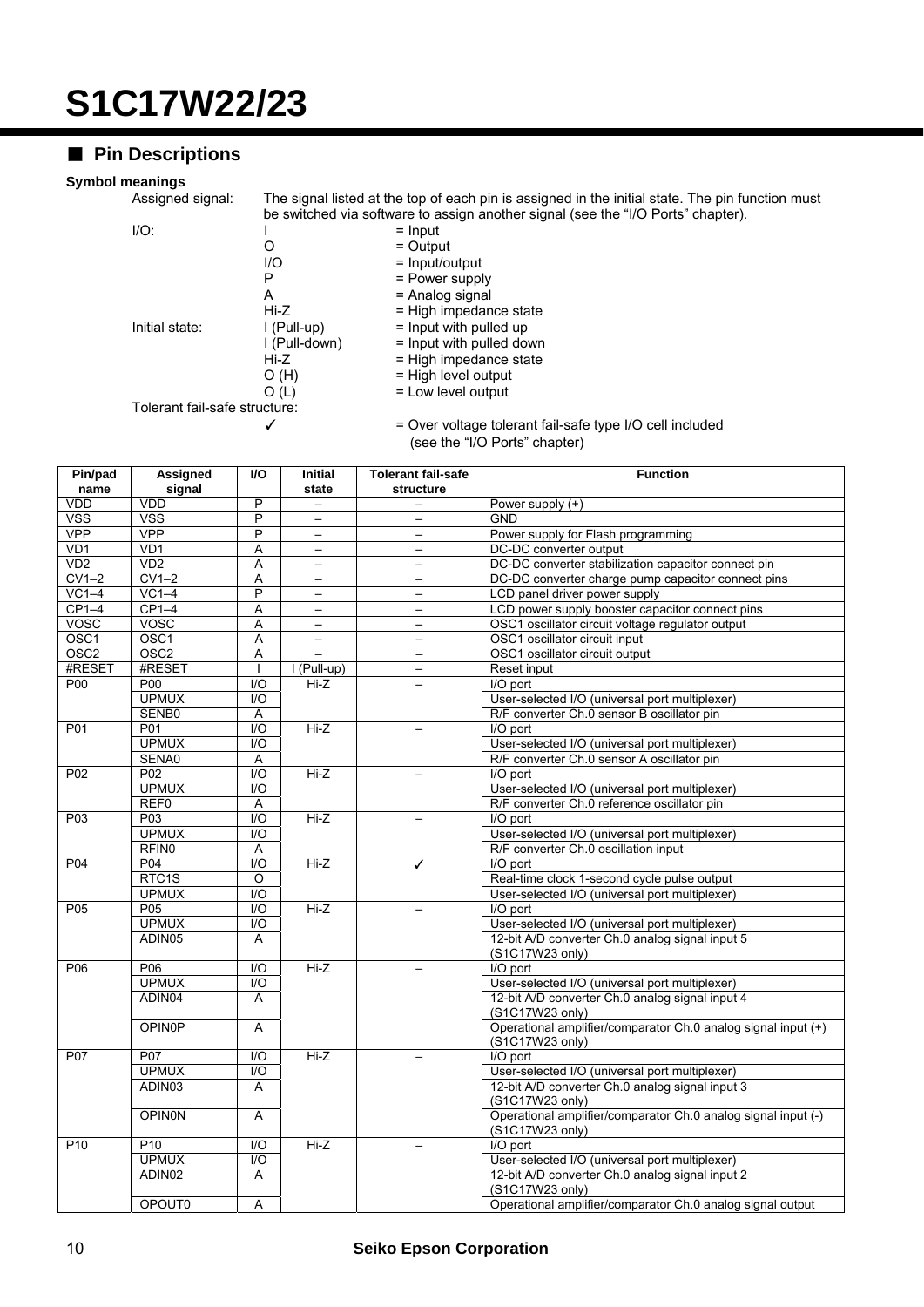# S1C17W22/23

## ■ Pin Descriptions

**Symbol meanings**

Assigned signal: The signal listed at the top of each pin is assigned in the initial state. The pin function must be switched via software to assign another signal (see the "I/O Ports" chapter).

I/O:
- I = Input
- O = Output
- I/O = Input/output
- P = Power supply
- A = Analog signal
- Hi-Z = High impedance state

Initial state:
- I (Pull-up) = Input with pulled up
- I (Pull-down) = Input with pulled down
- Hi-Z = High impedance state
- O (H) = High level output
- O (L) = Low level output

Tolerant fail-safe structure:
- ✓ = Over voltage tolerant fail-safe type I/O cell included (see the "I/O Ports" chapter)

| Pin/pad name | Assigned signal | I/O | Initial state | Tolerant fail-safe structure | Function |
|---|---|---|---|---|---|
| VDD | VDD | P | – | – | Power supply (+) |
| VSS | VSS | P | – | – | GND |
| VPP | VPP | P | – | – | Power supply for Flash programming |
| VD1 | VD1 | A | – | – | DC-DC converter output |
| VD2 | VD2 | A | – | – | DC-DC converter stabilization capacitor connect pin |
| CV1–2 | CV1–2 | A | – | – | DC-DC converter charge pump capacitor connect pins |
| VC1–4 | VC1–4 | P | – | – | LCD panel driver power supply |
| CP1–4 | CP1–4 | A | – | – | LCD power supply booster capacitor connect pins |
| VOSC | VOSC | A | – | – | OSC1 oscillator circuit voltage regulator output |
| OSC1 | OSC1 | A | – | – | OSC1 oscillator circuit input |
| OSC2 | OSC2 | A | – | – | OSC1 oscillator circuit output |
| #RESET | #RESET | I | I (Pull-up) | – | Reset input |
| P00 | P00 | I/O | Hi-Z | – | I/O port |
| | UPMUX | I/O | | | User-selected I/O (universal port multiplexer) |
| | SENB0 | A | | | R/F converter Ch.0 sensor B oscillator pin |
| P01 | P01 | I/O | Hi-Z | – | I/O port |
| | UPMUX | I/O | | | User-selected I/O (universal port multiplexer) |
| | SENA0 | A | | | R/F converter Ch.0 sensor A oscillator pin |
| P02 | P02 | I/O | Hi-Z | – | I/O port |
| | UPMUX | I/O | | | User-selected I/O (universal port multiplexer) |
| | REF0 | A | | | R/F converter Ch.0 reference oscillator pin |
| P03 | P03 | I/O | Hi-Z | – | I/O port |
| | UPMUX | I/O | | | User-selected I/O (universal port multiplexer) |
| | RFIN0 | A | | | R/F converter Ch.0 oscillation input |
| P04 | P04 | I/O | Hi-Z | ✓ | I/O port |
| | RTC1S | O | | | Real-time clock 1-second cycle pulse output |
| | UPMUX | I/O | | | User-selected I/O (universal port multiplexer) |
| P05 | P05 | I/O | Hi-Z | – | I/O port |
| | UPMUX | I/O | | | User-selected I/O (universal port multiplexer) |
| | ADIN05 | A | | | 12-bit A/D converter Ch.0 analog signal input 5 (S1C17W23 only) |
| P06 | P06 | I/O | Hi-Z | – | I/O port |
| | UPMUX | I/O | | | User-selected I/O (universal port multiplexer) |
| | ADIN04 | A | | | 12-bit A/D converter Ch.0 analog signal input 4 (S1C17W23 only) |
| | OPIN0P | A | | | Operational amplifier/comparator Ch.0 analog signal input (+) (S1C17W23 only) |
| P07 | P07 | I/O | Hi-Z | – | I/O port |
| | UPMUX | I/O | | | User-selected I/O (universal port multiplexer) |
| | ADIN03 | A | | | 12-bit A/D converter Ch.0 analog signal input 3 (S1C17W23 only) |
| | OPIN0N | A | | | Operational amplifier/comparator Ch.0 analog signal input (-) (S1C17W23 only) |
| P10 | P10 | I/O | Hi-Z | – | I/O port |
| | UPMUX | I/O | | | User-selected I/O (universal port multiplexer) |
| | ADIN02 | A | | | 12-bit A/D converter Ch.0 analog signal input 2 (S1C17W23 only) |
| | OPOUT0 | A | | | Operational amplifier/comparator Ch.0 analog signal output |

Seiko Epson Corporation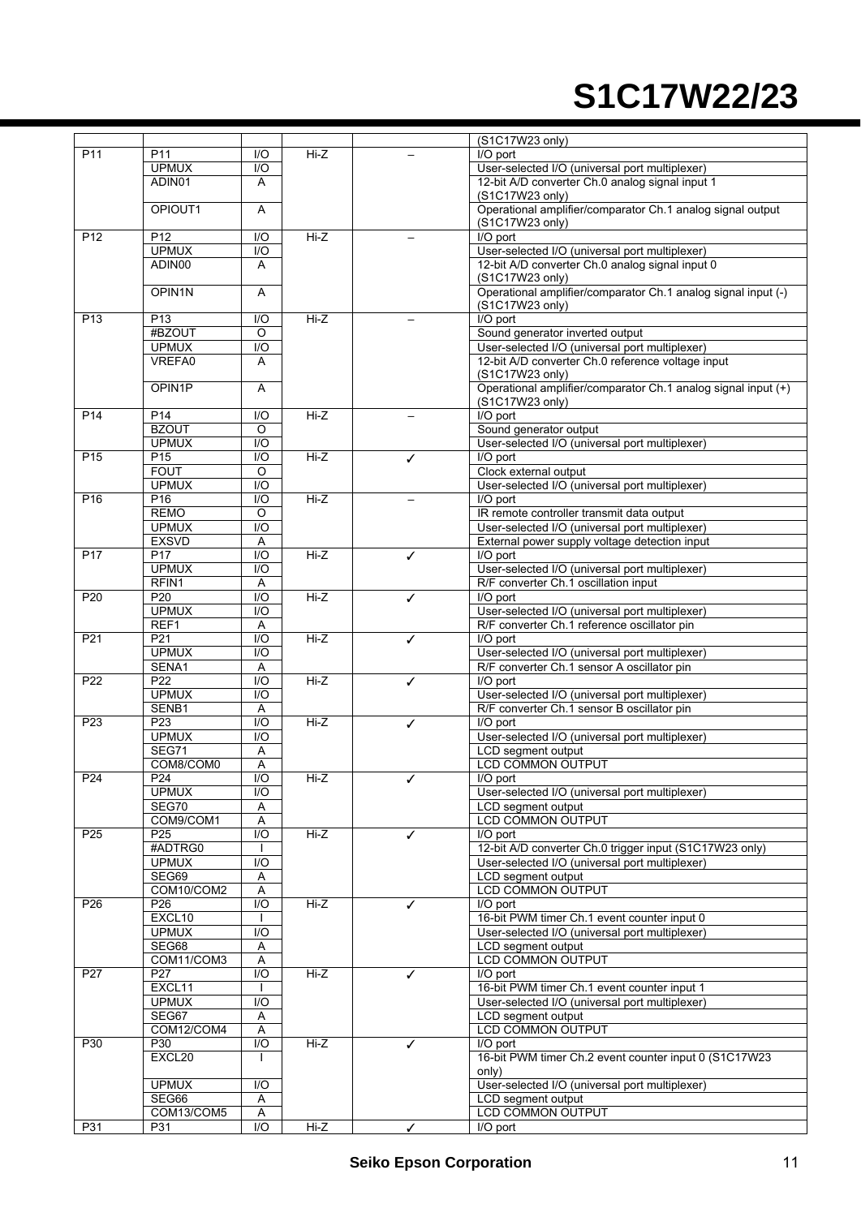| | | | | | |
|---|---|---|---|---|---|
| | | | | | (S1C17W23 only) |
| P11 | P11 | I/O | Hi-Z | – | I/O port |
| | UPMUX | I/O | | | User-selected I/O (universal port multiplexer) |
| | ADIN01 | A | | | 12-bit A/D converter Ch.0 analog signal input 1 (S1C17W23 only) |
| | OPIOUT1 | A | | | Operational amplifier/comparator Ch.1 analog signal output (S1C17W23 only) |
| P12 | P12 | I/O | Hi-Z | – | I/O port |
| | UPMUX | I/O | | | User-selected I/O (universal port multiplexer) |
| | ADIN00 | A | | | 12-bit A/D converter Ch.0 analog signal input 0 (S1C17W23 only) |
| | OPIN1N | A | | | Operational amplifier/comparator Ch.1 analog signal input (-) (S1C17W23 only) |
| P13 | P13 | I/O | Hi-Z | – | I/O port |
| | #BZOUT | O | | | Sound generator inverted output |
| | UPMUX | I/O | | | User-selected I/O (universal port multiplexer) |
| | VREFA0 | A | | | 12-bit A/D converter Ch.0 reference voltage input (S1C17W23 only) |
| | OPIN1P | A | | | Operational amplifier/comparator Ch.1 analog signal input (+) (S1C17W23 only) |
| P14 | P14 | I/O | Hi-Z | – | I/O port |
| | BZOUT | O | | | Sound generator output |
| | UPMUX | I/O | | | User-selected I/O (universal port multiplexer) |
| P15 | P15 | I/O | Hi-Z | ✓ | I/O port |
| | FOUT | O | | | Clock external output |
| | UPMUX | I/O | | | User-selected I/O (universal port multiplexer) |
| P16 | P16 | I/O | Hi-Z | – | I/O port |
| | REMO | O | | | IR remote controller transmit data output |
| | UPMUX | I/O | | | User-selected I/O (universal port multiplexer) |
| | EXSVD | A | | | External power supply voltage detection input |
| P17 | P17 | I/O | Hi-Z | ✓ | I/O port |
| | UPMUX | I/O | | | User-selected I/O (universal port multiplexer) |
| | RFIN1 | A | | | R/F converter Ch.1 oscillation input |
| P20 | P20 | I/O | Hi-Z | ✓ | I/O port |
| | UPMUX | I/O | | | User-selected I/O (universal port multiplexer) |
| | REF1 | A | | | R/F converter Ch.1 reference oscillator pin |
| P21 | P21 | I/O | Hi-Z | ✓ | I/O port |
| | UPMUX | I/O | | | User-selected I/O (universal port multiplexer) |
| | SENA1 | A | | | R/F converter Ch.1 sensor A oscillator pin |
| P22 | P22 | I/O | Hi-Z | ✓ | I/O port |
| | UPMUX | I/O | | | User-selected I/O (universal port multiplexer) |
| | SENB1 | A | | | R/F converter Ch.1 sensor B oscillator pin |
| P23 | P23 | I/O | Hi-Z | ✓ | I/O port |
| | UPMUX | I/O | | | User-selected I/O (universal port multiplexer) |
| | SEG71 | A | | | LCD segment output |
| | COM8/COM0 | A | | | LCD COMMON OUTPUT |
| P24 | P24 | I/O | Hi-Z | ✓ | I/O port |
| | UPMUX | I/O | | | User-selected I/O (universal port multiplexer) |
| | SEG70 | A | | | LCD segment output |
| | COM9/COM1 | A | | | LCD COMMON OUTPUT |
| P25 | P25 | I/O | Hi-Z | ✓ | I/O port |
| | #ADTRG0 | I | | | 12-bit A/D converter Ch.0 trigger input (S1C17W23 only) |
| | UPMUX | I/O | | | User-selected I/O (universal port multiplexer) |
| | SEG69 | A | | | LCD segment output |
| | COM10/COM2 | A | | | LCD COMMON OUTPUT |
| P26 | P26 | I/O | Hi-Z | ✓ | I/O port |
| | EXCL10 | I | | | 16-bit PWM timer Ch.1 event counter input 0 |
| | UPMUX | I/O | | | User-selected I/O (universal port multiplexer) |
| | SEG68 | A | | | LCD segment output |
| | COM11/COM3 | A | | | LCD COMMON OUTPUT |
| P27 | P27 | I/O | Hi-Z | ✓ | I/O port |
| | EXCL11 | I | | | 16-bit PWM timer Ch.1 event counter input 1 |
| | UPMUX | I/O | | | User-selected I/O (universal port multiplexer) |
| | SEG67 | A | | | LCD segment output |
| | COM12/COM4 | A | | | LCD COMMON OUTPUT |
| P30 | P30 | I/O | Hi-Z | ✓ | I/O port |
| | EXCL20 | I | | | 16-bit PWM timer Ch.2 event counter input 0 (S1C17W23 only) |
| | UPMUX | I/O | | | User-selected I/O (universal port multiplexer) |
| | SEG66 | A | | | LCD segment output |
| | COM13/COM5 | A | | | LCD COMMON OUTPUT |
| P31 | P31 | I/O | Hi-Z | ✓ | I/O port |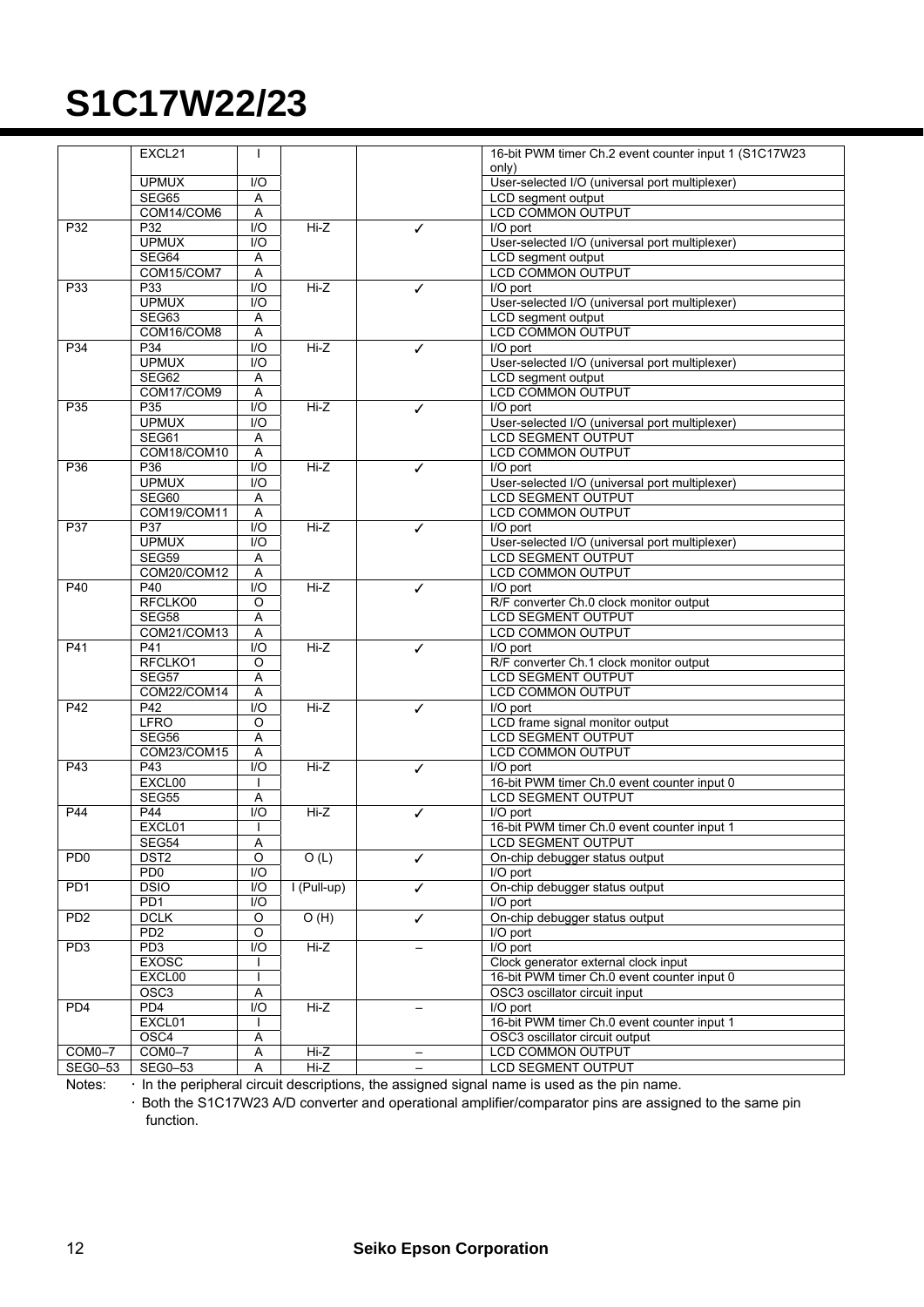| | | | | | |
|---|---|---|---|---|---|
| | EXCL21 | I | | | 16-bit PWM timer Ch.2 event counter input 1 (S1C17W23 only) |
| | UPMUX | I/O | | | User-selected I/O (universal port multiplexer) |
| | SEG65 | A | | | LCD segment output |
| | COM14/COM6 | A | | | LCD COMMON OUTPUT |
| P32 | P32 | I/O | Hi-Z | ✓ | I/O port |
| | UPMUX | I/O | | | User-selected I/O (universal port multiplexer) |
| | SEG64 | A | | | LCD segment output |
| | COM15/COM7 | A | | | LCD COMMON OUTPUT |
| P33 | P33 | I/O | Hi-Z | ✓ | I/O port |
| | UPMUX | I/O | | | User-selected I/O (universal port multiplexer) |
| | SEG63 | A | | | LCD segment output |
| | COM16/COM8 | A | | | LCD COMMON OUTPUT |
| P34 | P34 | I/O | Hi-Z | ✓ | I/O port |
| | UPMUX | I/O | | | User-selected I/O (universal port multiplexer) |
| | SEG62 | A | | | LCD segment output |
| | COM17/COM9 | A | | | LCD COMMON OUTPUT |
| P35 | P35 | I/O | Hi-Z | ✓ | I/O port |
| | UPMUX | I/O | | | User-selected I/O (universal port multiplexer) |
| | SEG61 | A | | | LCD SEGMENT OUTPUT |
| | COM18/COM10 | A | | | LCD COMMON OUTPUT |
| P36 | P36 | I/O | Hi-Z | ✓ | I/O port |
| | UPMUX | I/O | | | User-selected I/O (universal port multiplexer) |
| | SEG60 | A | | | LCD SEGMENT OUTPUT |
| | COM19/COM11 | A | | | LCD COMMON OUTPUT |
| P37 | P37 | I/O | Hi-Z | ✓ | I/O port |
| | UPMUX | I/O | | | User-selected I/O (universal port multiplexer) |
| | SEG59 | A | | | LCD SEGMENT OUTPUT |
| | COM20/COM12 | A | | | LCD COMMON OUTPUT |
| P40 | P40 | I/O | Hi-Z | ✓ | I/O port |
| | RFCLKO0 | O | | | R/F converter Ch.0 clock monitor output |
| | SEG58 | A | | | LCD SEGMENT OUTPUT |
| | COM21/COM13 | A | | | LCD COMMON OUTPUT |
| P41 | P41 | I/O | Hi-Z | ✓ | I/O port |
| | RFCLKO1 | O | | | R/F converter Ch.1 clock monitor output |
| | SEG57 | A | | | LCD SEGMENT OUTPUT |
| | COM22/COM14 | A | | | LCD COMMON OUTPUT |
| P42 | P42 | I/O | Hi-Z | ✓ | I/O port |
| | LFRO | O | | | LCD frame signal monitor output |
| | SEG56 | A | | | LCD SEGMENT OUTPUT |
| | COM23/COM15 | A | | | LCD COMMON OUTPUT |
| P43 | P43 | I/O | Hi-Z | ✓ | I/O port |
| | EXCL00 | I | | | 16-bit PWM timer Ch.0 event counter input 0 |
| | SEG55 | A | | | LCD SEGMENT OUTPUT |
| P44 | P44 | I/O | Hi-Z | ✓ | I/O port |
| | EXCL01 | I | | | 16-bit PWM timer Ch.0 event counter input 1 |
| | SEG54 | A | | | LCD SEGMENT OUTPUT |
| PD0 | DST2 | O | O (L) | ✓ | On-chip debugger status output |
| | PD0 | I/O | | | I/O port |
| PD1 | DSIO | I/O | I (Pull-up) | ✓ | On-chip debugger status output |
| | PD1 | I/O | | | I/O port |
| PD2 | DCLK | O | O (H) | ✓ | On-chip debugger status output |
| | PD2 | O | | | I/O port |
| PD3 | PD3 | I/O | Hi-Z | – | I/O port |
| | EXOSC | I | | | Clock generator external clock input |
| | EXCL00 | I | | | 16-bit PWM timer Ch.0 event counter input 0 |
| | OSC3 | A | | | OSC3 oscillator circuit input |
| PD4 | PD4 | I/O | Hi-Z | – | I/O port |
| | EXCL01 | I | | | 16-bit PWM timer Ch.0 event counter input 1 |
| | OSC4 | A | | | OSC3 oscillator circuit output |
| COM0–7 | COM0–7 | A | Hi-Z | – | LCD COMMON OUTPUT |
| SEG0–53 | SEG0–53 | A | Hi-Z | – | LCD SEGMENT OUTPUT |

Notes:
- In the peripheral circuit descriptions, the assigned signal name is used as the pin name.
- Both the S1C17W23 A/D converter and operational amplifier/comparator pins are assigned to the same pin function.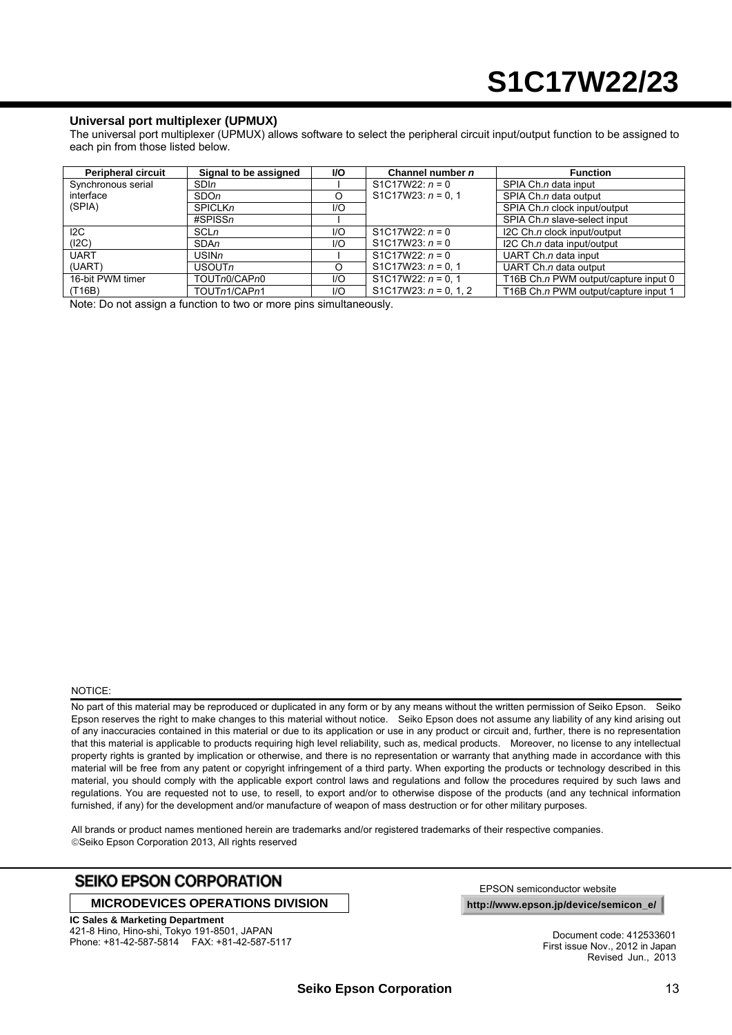### Universal port multiplexer (UPMUX)

The universal port multiplexer (UPMUX) allows software to select the peripheral circuit input/output function to be assigned to each pin from those listed below.

| Peripheral circuit | Signal to be assigned | I/O | Channel number *n* | Function |
|---|---|---|---|---|
| Synchronous serial interface (SPIA) | SDI*n* | I | S1C17W22: *n* = 0<br>S1C17W23: *n* = 0, 1 | SPIA Ch.*n* data input |
| | SDO*n* | O | | SPIA Ch.*n* data output |
| | SPICLK*n* | I/O | | SPIA Ch.*n* clock input/output |
| | #SPISS*n* | I | | SPIA Ch.*n* slave-select input |
| I2C (I2C) | SCL*n* | I/O | S1C17W22: *n* = 0<br>S1C17W23: *n* = 0 | I2C Ch.*n* clock input/output |
| | SDA*n* | I/O | | I2C Ch.*n* data input/output |
| UART (UART) | USIN*n* | I | S1C17W22: *n* = 0<br>S1C17W23: *n* = 0, 1 | UART Ch.*n* data input |
| | USOUT*n* | O | | UART Ch.*n* data output |
| 16-bit PWM timer (T16B) | TOUT*n*0/CAP*n*0 | I/O | S1C17W22: *n* = 0, 1<br>S1C17W23: *n* = 0, 1, 2 | T16B Ch.*n* PWM output/capture input 0 |
| | TOUT*n*1/CAP*n*1 | I/O | | T16B Ch.*n* PWM output/capture input 1 |

Note: Do not assign a function to two or more pins simultaneously.

NOTICE:

No part of this material may be reproduced or duplicated in any form or by any means without the written permission of Seiko Epson. Seiko Epson reserves the right to make changes to this material without notice. Seiko Epson does not assume any liability of any kind arising out of any inaccuracies contained in this material or due to its application or use in any product or circuit and, further, there is no representation that this material is applicable to products requiring high level reliability, such as, medical products. Moreover, no license to any intellectual property rights is granted by implication or otherwise, and there is no representation or warranty that anything made in accordance with this material will be free from any patent or copyright infringement of a third party. When exporting the products or technology described in this material, you should comply with the applicable export control laws and regulations and follow the procedures required by such laws and regulations. You are requested not to use, to resell, to export and/or to otherwise dispose of the products (and any technical information furnished, if any) for the development and/or manufacture of weapon of mass destruction or for other military purposes.

All brands or product names mentioned herein are trademarks and/or registered trademarks of their respective companies.
©Seiko Epson Corporation 2013, All rights reserved

**SEIKO EPSON CORPORATION**

**MICRODEVICES OPERATIONS DIVISION**

**IC Sales & Marketing Department**
421-8 Hino, Hino-shi, Tokyo 191-8501, JAPAN
Phone: +81-42-587-5814 FAX: +81-42-587-5117

EPSON semiconductor website
**http://www.epson.jp/device/semicon_e/**

Document code: 412533601
First issue Nov., 2012 in Japan
Revised Jun., 2013